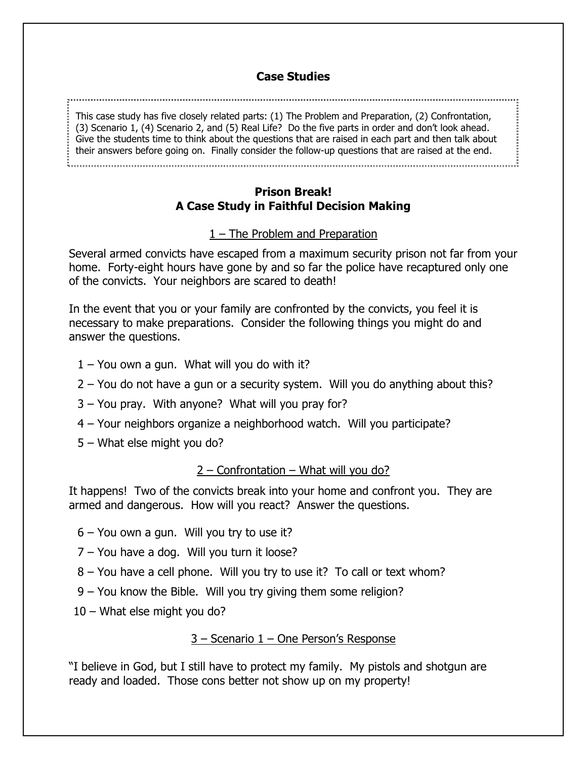## Case Studies

This case study has five closely related parts: (1) The Problem and Preparation, (2) Confrontation, (3) Scenario 1, (4) Scenario 2, and (5) Real Life? Do the five parts in order and don't look ahead. Give the students time to think about the questions that are raised in each part and then talk about their answers before going on. Finally consider the follow-up questions that are raised at the end.

### Prison Break!
### A Case Study in Faithful Decision Making

1 – The Problem and Preparation

Several armed convicts have escaped from a maximum security prison not far from your home. Forty-eight hours have gone by and so far the police have recaptured only one of the convicts. Your neighbors are scared to death!

In the event that you or your family are confronted by the convicts, you feel it is necessary to make preparations. Consider the following things you might do and answer the questions.

1 – You own a gun. What will you do with it?

2 – You do not have a gun or a security system. Will you do anything about this?

3 – You pray. With anyone? What will you pray for?

4 – Your neighbors organize a neighborhood watch. Will you participate?

5 – What else might you do?

2 – Confrontation – What will you do?

It happens! Two of the convicts break into your home and confront you. They are armed and dangerous. How will you react? Answer the questions.

6 – You own a gun. Will you try to use it?

7 – You have a dog. Will you turn it loose?

8 – You have a cell phone. Will you try to use it? To call or text whom?

9 – You know the Bible. Will you try giving them some religion?

10 – What else might you do?

3 – Scenario 1 – One Person's Response

"I believe in God, but I still have to protect my family. My pistols and shotgun are ready and loaded. Those cons better not show up on my property!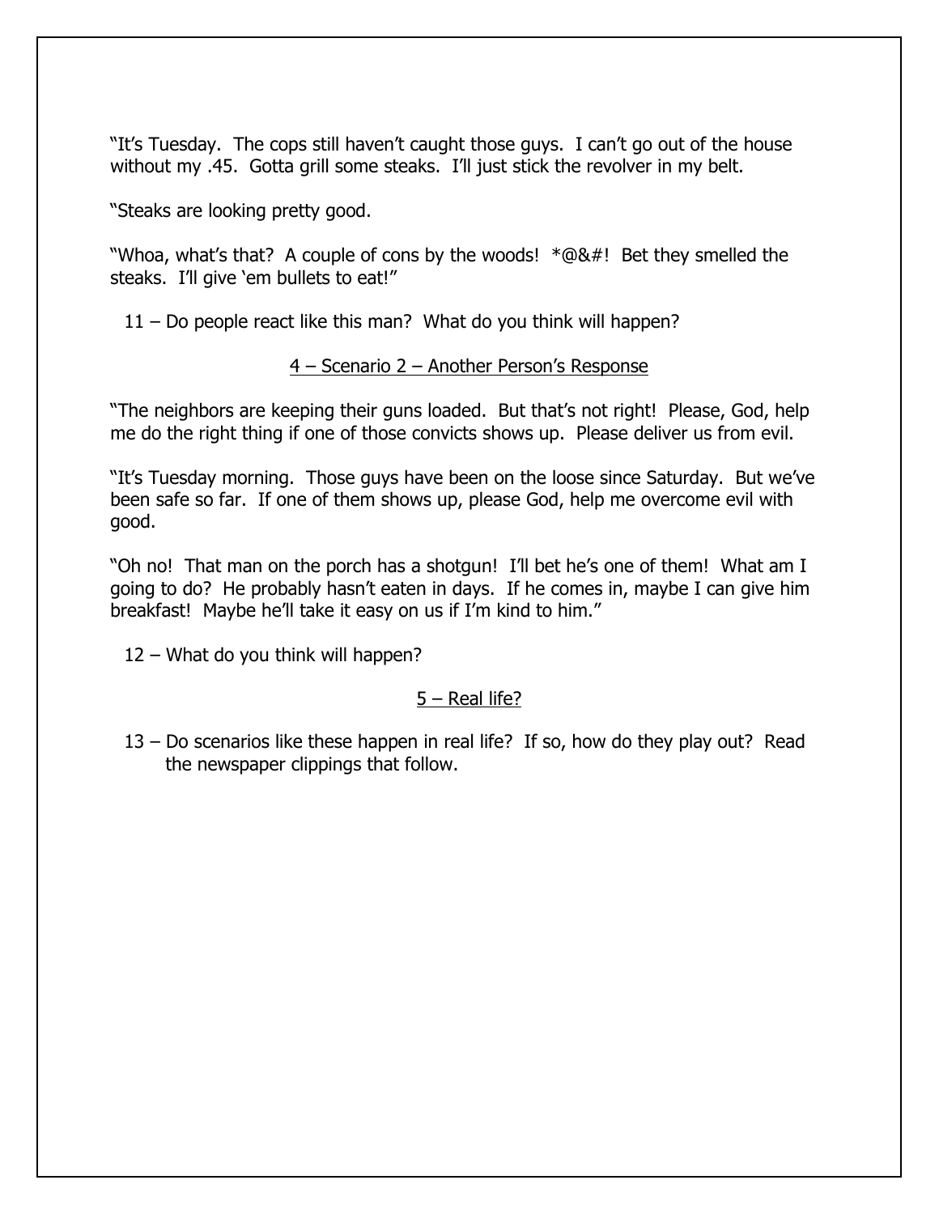"It's Tuesday. The cops still haven't caught those guys. I can't go out of the house without my .45. Gotta grill some steaks. I'll just stick the revolver in my belt.

"Steaks are looking pretty good.

"Whoa, what's that? A couple of cons by the woods! *@&#! Bet they smelled the steaks. I'll give 'em bullets to eat!"

11 – Do people react like this man? What do you think will happen?

<u>4 – Scenario 2 – Another Person's Response</u>

"The neighbors are keeping their guns loaded. But that's not right! Please, God, help me do the right thing if one of those convicts shows up. Please deliver us from evil.

"It's Tuesday morning. Those guys have been on the loose since Saturday. But we've been safe so far. If one of them shows up, please God, help me overcome evil with good.

"Oh no! That man on the porch has a shotgun! I'll bet he's one of them! What am I going to do? He probably hasn't eaten in days. If he comes in, maybe I can give him breakfast! Maybe he'll take it easy on us if I'm kind to him."

12 – What do you think will happen?

<u>5 – Real life?</u>

13 – Do scenarios like these happen in real life? If so, how do they play out? Read the newspaper clippings that follow.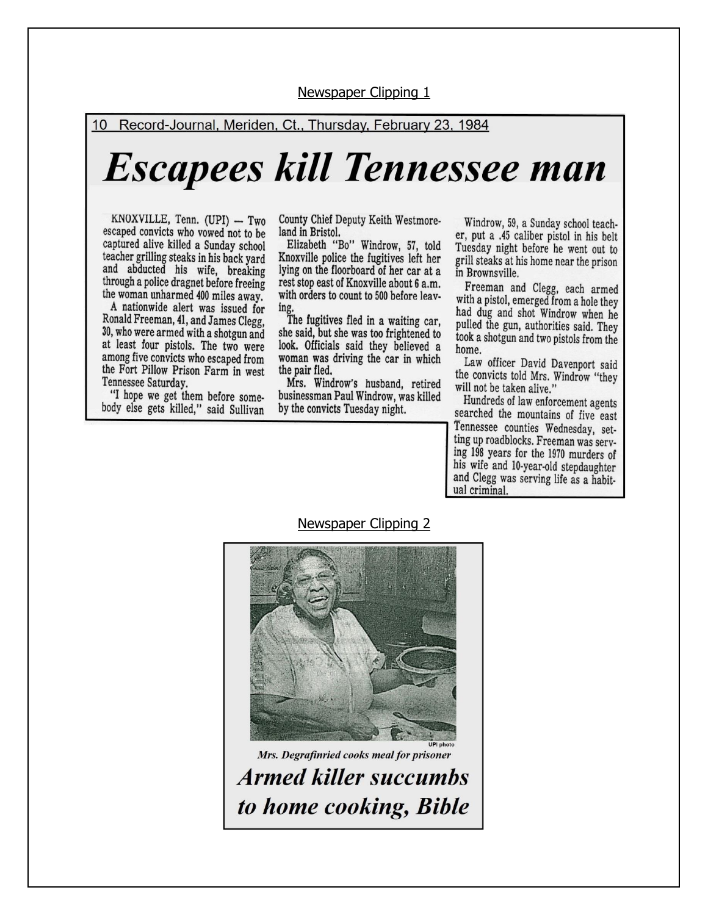Newspaper Clipping 1

10 Record-Journal, Meriden, Ct., Thursday, February 23, 1984

# Escapees kill Tennessee man

KNOXVILLE, Tenn. (UPI) — Two escaped convicts who vowed not to be captured alive killed a Sunday school teacher grilling steaks in his back yard and abducted his wife, breaking through a police dragnet before freeing the woman unharmed 400 miles away.

A nationwide alert was issued for Ronald Freeman, 41, and James Clegg, 30, who were armed with a shotgun and at least four pistols. The two were among five convicts who escaped from the Fort Pillow Prison Farm in west Tennessee Saturday.

"I hope we get them before somebody else gets killed," said Sullivan County Chief Deputy Keith Westmoreland in Bristol.

Elizabeth "Bo" Windrow, 57, told Knoxville police the fugitives left her lying on the floorboard of her car at a rest stop east of Knoxville about 6 a.m. with orders to count to 500 before leaving.

The fugitives fled in a waiting car, she said, but she was too frightened to look. Officials said they believed a woman was driving the car in which the pair fled.

Mrs. Windrow's husband, retired businessman Paul Windrow, was killed by the convicts Tuesday night.

Windrow, 59, a Sunday school teacher, put a .45 caliber pistol in his belt Tuesday night before he went out to grill steaks at his home near the prison in Brownsville.

Freeman and Clegg, each armed with a pistol, emerged from a hole they had dug and shot Windrow when he pulled the gun, authorities said. They took a shotgun and two pistols from the home.

Law officer David Davenport said the convicts told Mrs. Windrow "they will not be taken alive."

Hundreds of law enforcement agents searched the mountains of five east Tennessee counties Wednesday, setting up roadblocks. Freeman was serving 198 years for the 1970 murders of his wife and 10-year-old stepdaughter and Clegg was serving life as a habitual criminal.

Newspaper Clipping 2

UPI photo

*Mrs. Degrafinried cooks meal for prisoner*

## *Armed killer succumbs to home cooking, Bible*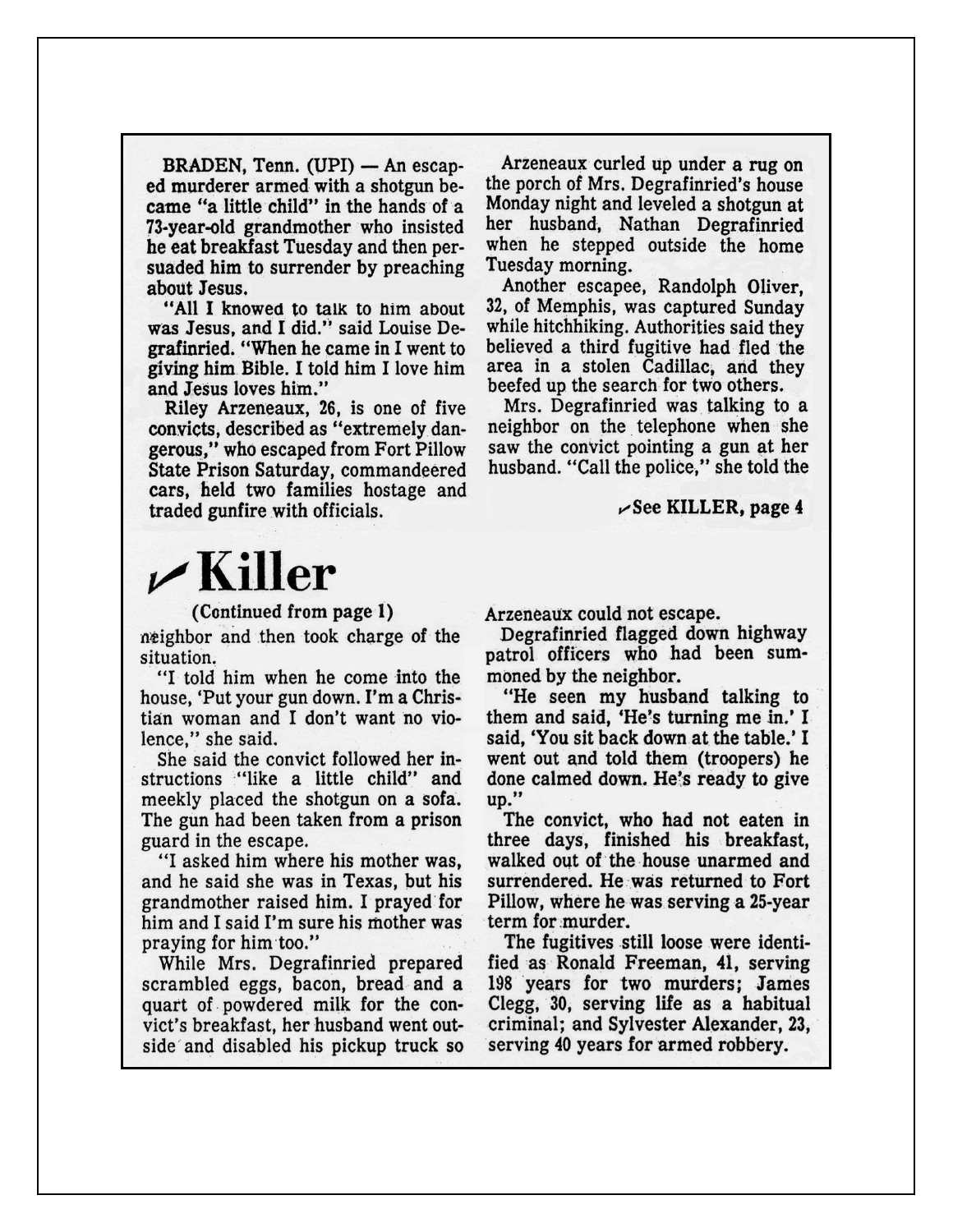BRADEN, Tenn. (UPI) — An escaped murderer armed with a shotgun became "a little child" in the hands of a 73-year-old grandmother who insisted he eat breakfast Tuesday and then persuaded him to surrender by preaching about Jesus.

"All I knowed to talk to him about was Jesus, and I did." said Louise Degrafinried. "When he came in I went to giving him Bible. I told him I love him and Jesus loves him."

Riley Arzeneaux, 26, is one of five convicts, described as "extremely dangerous," who escaped from Fort Pillow State Prison Saturday, commandeered cars, held two families hostage and traded gunfire with officials.

Arzeneaux curled up under a rug on the porch of Mrs. Degrafinried's house Monday night and leveled a shotgun at her husband, Nathan Degrafinried when he stepped outside the home Tuesday morning.

Another escapee, Randolph Oliver, 32, of Memphis, was captured Sunday while hitchhiking. Authorities said they believed a third fugitive had fled the area in a stolen Cadillac, and they beefed up the search for two others.

Mrs. Degrafinried was talking to a neighbor on the telephone when she saw the convict pointing a gun at her husband. "Call the police," she told the

✓See KILLER, page 4

# ✓Killer

**(Continued from page 1)**

neighbor and then took charge of the situation.

"I told him when he come into the house, 'Put your gun down. I'm a Christian woman and I don't want no violence," she said.

She said the convict followed her instructions "like a little child" and meekly placed the shotgun on a sofa. The gun had been taken from a prison guard in the escape.

"I asked him where his mother was, and he said she was in Texas, but his grandmother raised him. I prayed for him and I said I'm sure his mother was praying for him too."

While Mrs. Degrafinried prepared scrambled eggs, bacon, bread and a quart of powdered milk for the convict's breakfast, her husband went outside and disabled his pickup truck so Arzeneaux could not escape.

Degrafinried flagged down highway patrol officers who had been summoned by the neighbor.

"He seen my husband talking to them and said, 'He's turning me in.' I said, 'You sit back down at the table.' I went out and told them (troopers) he done calmed down. He's ready to give up."

The convict, who had not eaten in three days, finished his breakfast, walked out of the house unarmed and surrendered. He was returned to Fort Pillow, where he was serving a 25-year term for murder.

The fugitives still loose were identified as Ronald Freeman, 41, serving 198 years for two murders; James Clegg, 30, serving life as a habitual criminal; and Sylvester Alexander, 23, serving 40 years for armed robbery.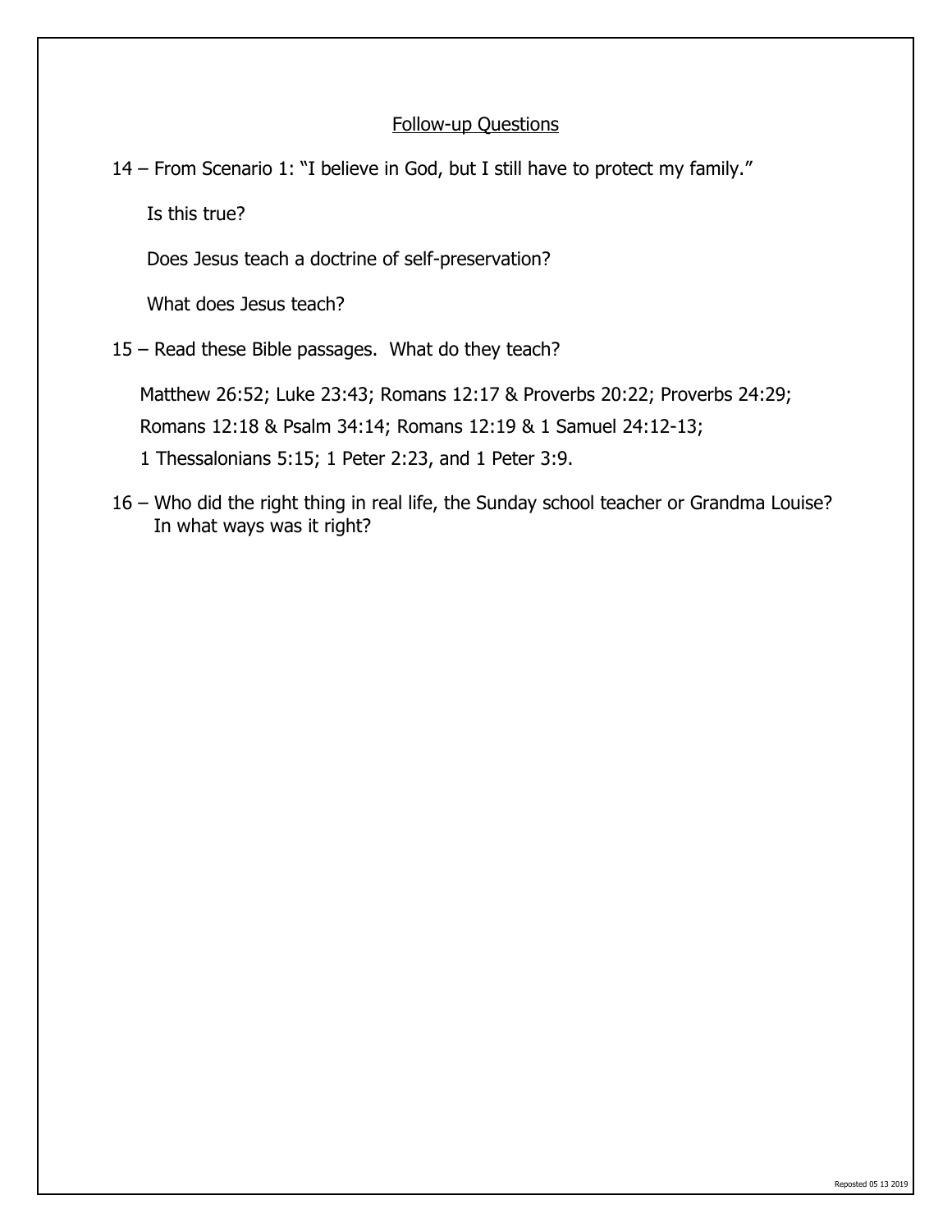## Follow-up Questions

14 – From Scenario 1: "I believe in God, but I still have to protect my family."

Is this true?

Does Jesus teach a doctrine of self-preservation?

What does Jesus teach?

15 – Read these Bible passages. What do they teach?

Matthew 26:52; Luke 23:43; Romans 12:17 & Proverbs 20:22; Proverbs 24:29; Romans 12:18 & Psalm 34:14; Romans 12:19 & 1 Samuel 24:12-13; 1 Thessalonians 5:15; 1 Peter 2:23, and 1 Peter 3:9.

16 – Who did the right thing in real life, the Sunday school teacher or Grandma Louise? In what ways was it right?

Reposted 05 13 2019